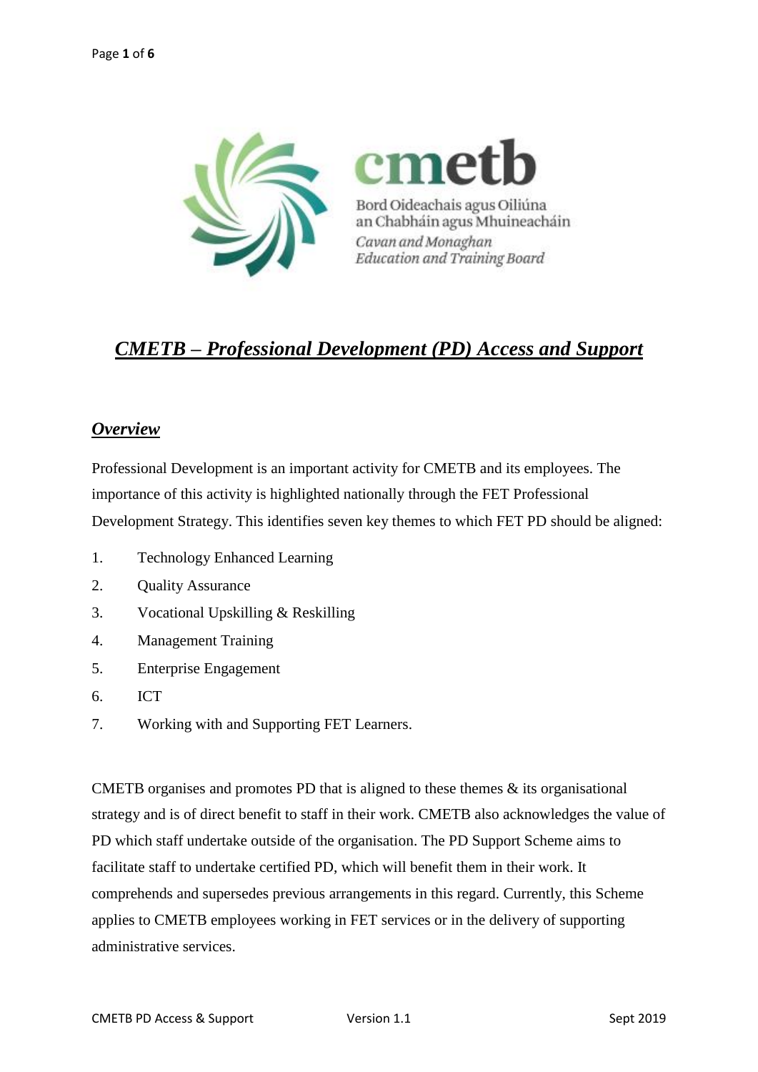# *CMETB – Professional Development (PD) Access and Support*

## *Overview*

Professional Development is an important activity for CMETB and its employees. The importance of this activity is highlighted nationally through the FET Professional Development Strategy. This identifies seven key themes to which FET PD should be aligned:

1. Technology Enhanced Learning
2. Quality Assurance
3. Vocational Upskilling & Reskilling
4. Management Training
5. Enterprise Engagement
6. ICT
7. Working with and Supporting FET Learners.

CMETB organises and promotes PD that is aligned to these themes & its organisational strategy and is of direct benefit to staff in their work. CMETB also acknowledges the value of PD which staff undertake outside of the organisation. The PD Support Scheme aims to facilitate staff to undertake certified PD, which will benefit them in their work. It comprehends and supersedes previous arrangements in this regard. Currently, this Scheme applies to CMETB employees working in FET services or in the delivery of supporting administrative services.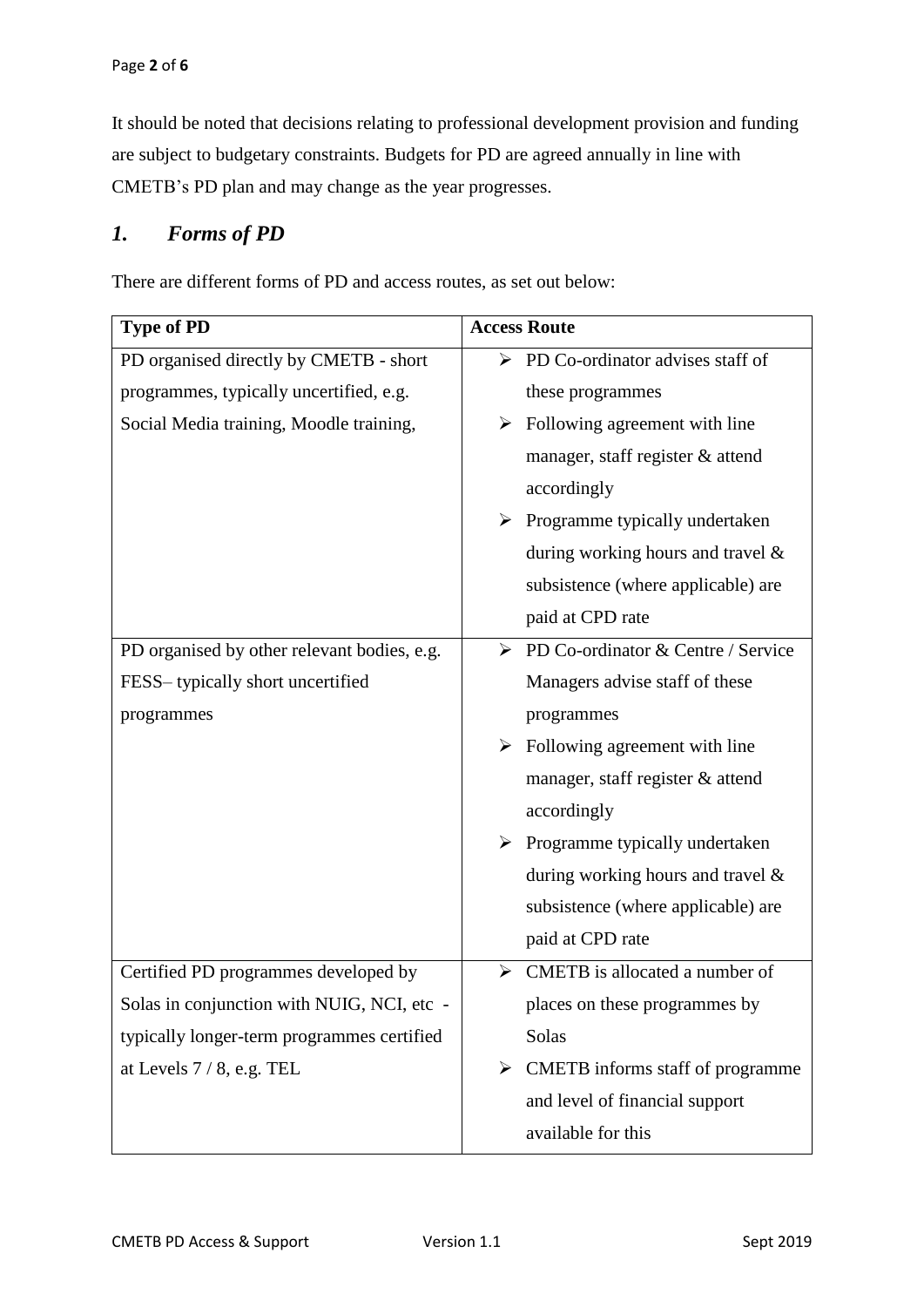It should be noted that decisions relating to professional development provision and funding are subject to budgetary constraints. Budgets for PD are agreed annually in line with CMETB's PD plan and may change as the year progresses.

## *1. Forms of PD*

There are different forms of PD and access routes, as set out below:

| Type of PD | Access Route |
|---|---|
| PD organised directly by CMETB - short programmes, typically uncertified, e.g. Social Media training, Moodle training, | ➢ PD Co-ordinator advises staff of these programmes<br>➢ Following agreement with line manager, staff register & attend accordingly<br>➢ Programme typically undertaken during working hours and travel & subsistence (where applicable) are paid at CPD rate |
| PD organised by other relevant bodies, e.g. FESS– typically short uncertified programmes | ➢ PD Co-ordinator & Centre / Service Managers advise staff of these programmes<br>➢ Following agreement with line manager, staff register & attend accordingly<br>➢ Programme typically undertaken during working hours and travel & subsistence (where applicable) are paid at CPD rate |
| Certified PD programmes developed by Solas in conjunction with NUIG, NCI, etc - typically longer-term programmes certified at Levels 7 / 8, e.g. TEL | ➢ CMETB is allocated a number of places on these programmes by Solas<br>➢ CMETB informs staff of programme and level of financial support available for this |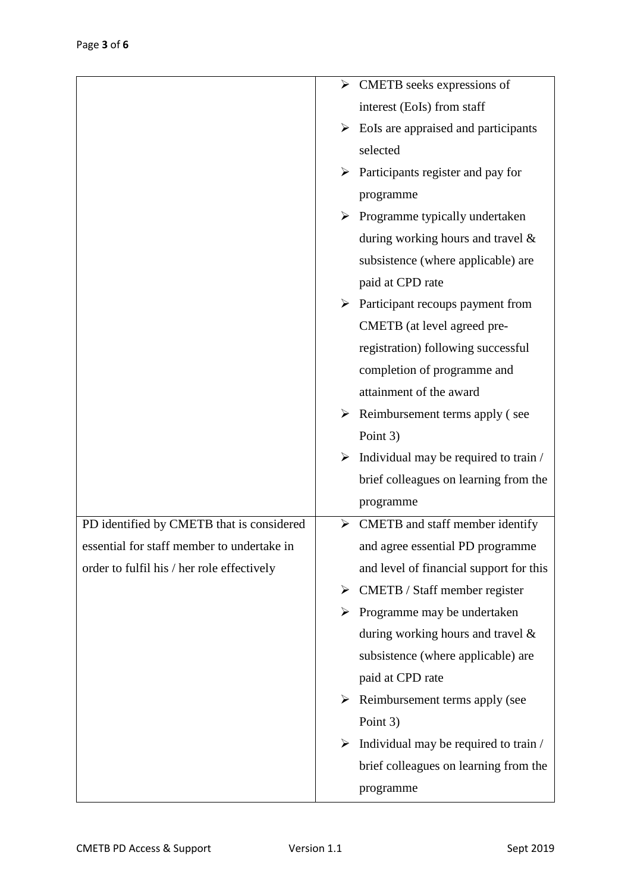| | |
|---|---|
| | ➢ CMETB seeks expressions of interest (EoIs) from staff<br>➢ EoIs are appraised and participants selected<br>➢ Participants register and pay for programme<br>➢ Programme typically undertaken during working hours and travel & subsistence (where applicable) are paid at CPD rate<br>➢ Participant recoups payment from CMETB (at level agreed pre-registration) following successful completion of programme and attainment of the award<br>➢ Reimbursement terms apply ( see Point 3)<br>➢ Individual may be required to train / brief colleagues on learning from the programme |
| PD identified by CMETB that is considered essential for staff member to undertake in order to fulfil his / her role effectively | ➢ CMETB and staff member identify and agree essential PD programme and level of financial support for this<br>➢ CMETB / Staff member register<br>➢ Programme may be undertaken during working hours and travel & subsistence (where applicable) are paid at CPD rate<br>➢ Reimbursement terms apply (see Point 3)<br>➢ Individual may be required to train / brief colleagues on learning from the programme |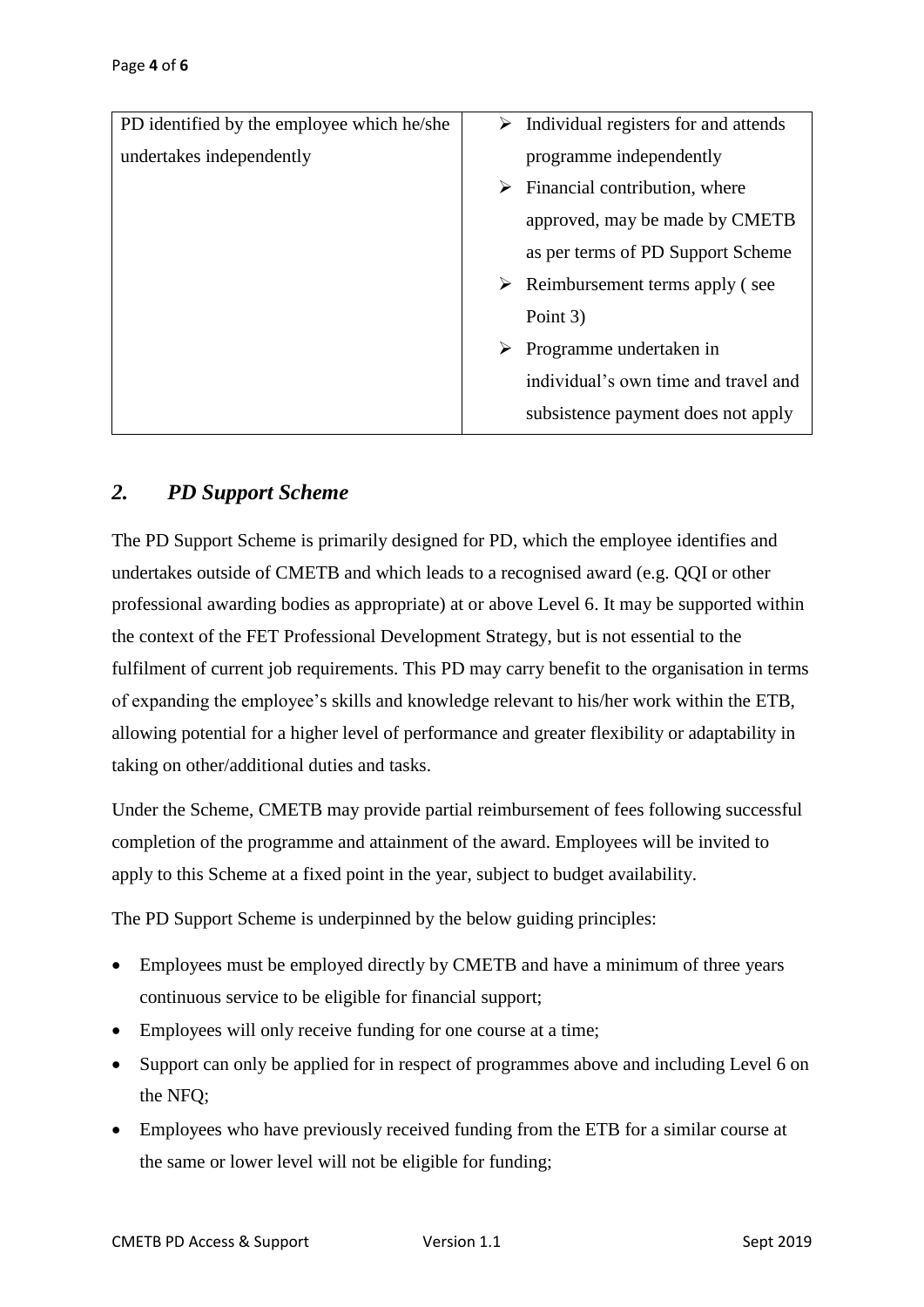| PD identified by the employee which he/she undertakes independently | ➢ Individual registers for and attends programme independently<br>➢ Financial contribution, where approved, may be made by CMETB as per terms of PD Support Scheme<br>➢ Reimbursement terms apply ( see Point 3)<br>➢ Programme undertaken in individual's own time and travel and subsistence payment does not apply |
|---|---|

## *2. PD Support Scheme*

The PD Support Scheme is primarily designed for PD, which the employee identifies and undertakes outside of CMETB and which leads to a recognised award (e.g. QQI or other professional awarding bodies as appropriate) at or above Level 6. It may be supported within the context of the FET Professional Development Strategy, but is not essential to the fulfilment of current job requirements. This PD may carry benefit to the organisation in terms of expanding the employee's skills and knowledge relevant to his/her work within the ETB, allowing potential for a higher level of performance and greater flexibility or adaptability in taking on other/additional duties and tasks.

Under the Scheme, CMETB may provide partial reimbursement of fees following successful completion of the programme and attainment of the award. Employees will be invited to apply to this Scheme at a fixed point in the year, subject to budget availability.

The PD Support Scheme is underpinned by the below guiding principles:

- Employees must be employed directly by CMETB and have a minimum of three years continuous service to be eligible for financial support;
- Employees will only receive funding for one course at a time;
- Support can only be applied for in respect of programmes above and including Level 6 on the NFQ;
- Employees who have previously received funding from the ETB for a similar course at the same or lower level will not be eligible for funding;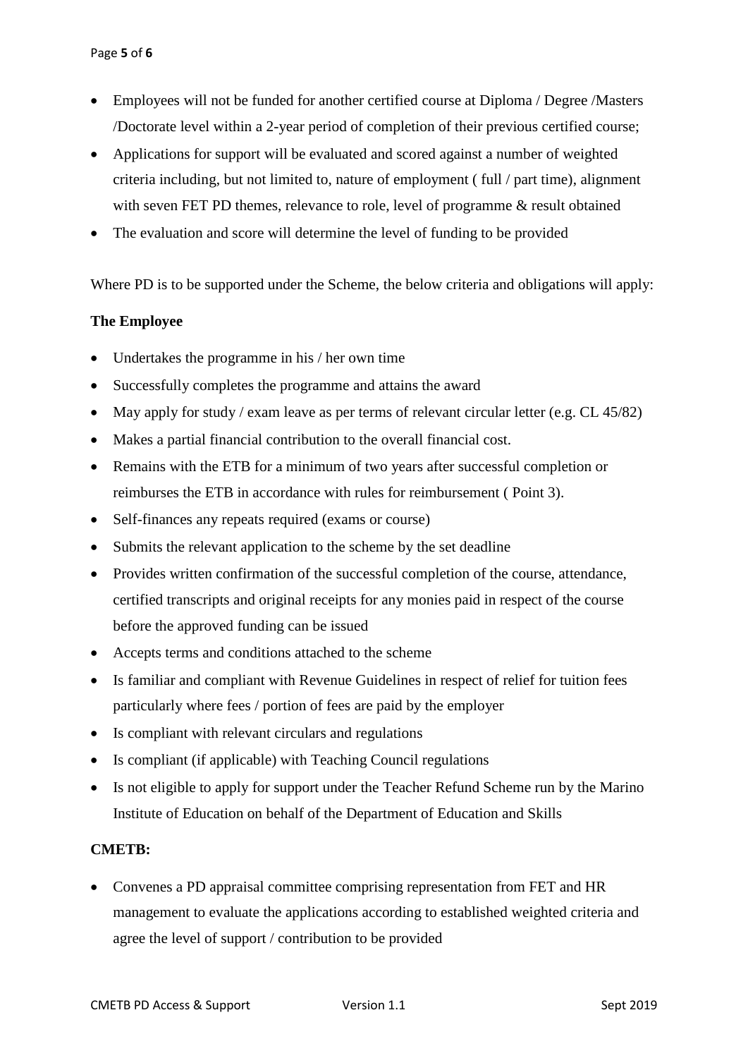- Employees will not be funded for another certified course at Diploma / Degree /Masters /Doctorate level within a 2-year period of completion of their previous certified course;
- Applications for support will be evaluated and scored against a number of weighted criteria including, but not limited to, nature of employment ( full / part time), alignment with seven FET PD themes, relevance to role, level of programme & result obtained
- The evaluation and score will determine the level of funding to be provided

Where PD is to be supported under the Scheme, the below criteria and obligations will apply:

**The Employee**

- Undertakes the programme in his / her own time
- Successfully completes the programme and attains the award
- May apply for study / exam leave as per terms of relevant circular letter (e.g. CL 45/82)
- Makes a partial financial contribution to the overall financial cost.
- Remains with the ETB for a minimum of two years after successful completion or reimburses the ETB in accordance with rules for reimbursement ( Point 3).
- Self-finances any repeats required (exams or course)
- Submits the relevant application to the scheme by the set deadline
- Provides written confirmation of the successful completion of the course, attendance, certified transcripts and original receipts for any monies paid in respect of the course before the approved funding can be issued
- Accepts terms and conditions attached to the scheme
- Is familiar and compliant with Revenue Guidelines in respect of relief for tuition fees particularly where fees / portion of fees are paid by the employer
- Is compliant with relevant circulars and regulations
- Is compliant (if applicable) with Teaching Council regulations
- Is not eligible to apply for support under the Teacher Refund Scheme run by the Marino Institute of Education on behalf of the Department of Education and Skills

**CMETB:**

- Convenes a PD appraisal committee comprising representation from FET and HR management to evaluate the applications according to established weighted criteria and agree the level of support / contribution to be provided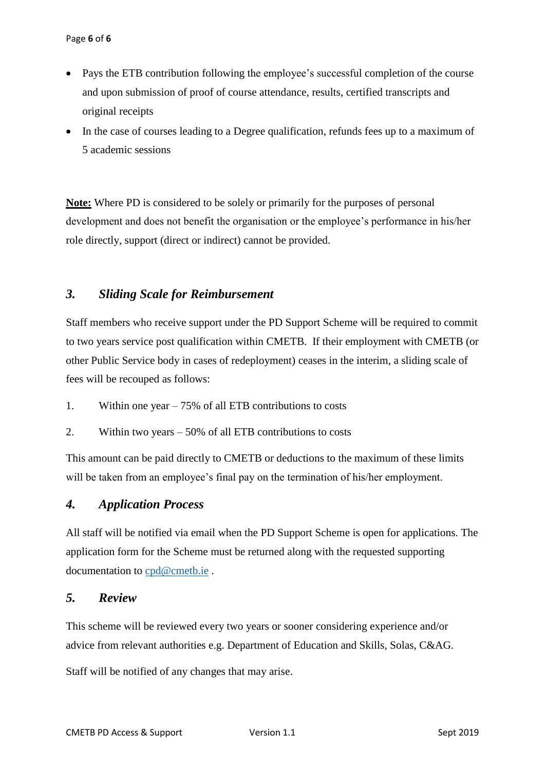- Pays the ETB contribution following the employee's successful completion of the course and upon submission of proof of course attendance, results, certified transcripts and original receipts
- In the case of courses leading to a Degree qualification, refunds fees up to a maximum of 5 academic sessions

**Note:** Where PD is considered to be solely or primarily for the purposes of personal development and does not benefit the organisation or the employee's performance in his/her role directly, support (direct or indirect) cannot be provided.

## *3. Sliding Scale for Reimbursement*

Staff members who receive support under the PD Support Scheme will be required to commit to two years service post qualification within CMETB. If their employment with CMETB (or other Public Service body in cases of redeployment) ceases in the interim, a sliding scale of fees will be recouped as follows:

1. Within one year – 75% of all ETB contributions to costs
2. Within two years – 50% of all ETB contributions to costs

This amount can be paid directly to CMETB or deductions to the maximum of these limits will be taken from an employee's final pay on the termination of his/her employment.

## *4. Application Process*

All staff will be notified via email when the PD Support Scheme is open for applications. The application form for the Scheme must be returned along with the requested supporting documentation to cpd@cmetb.ie .

## *5. Review*

This scheme will be reviewed every two years or sooner considering experience and/or advice from relevant authorities e.g. Department of Education and Skills, Solas, C&AG.

Staff will be notified of any changes that may arise.